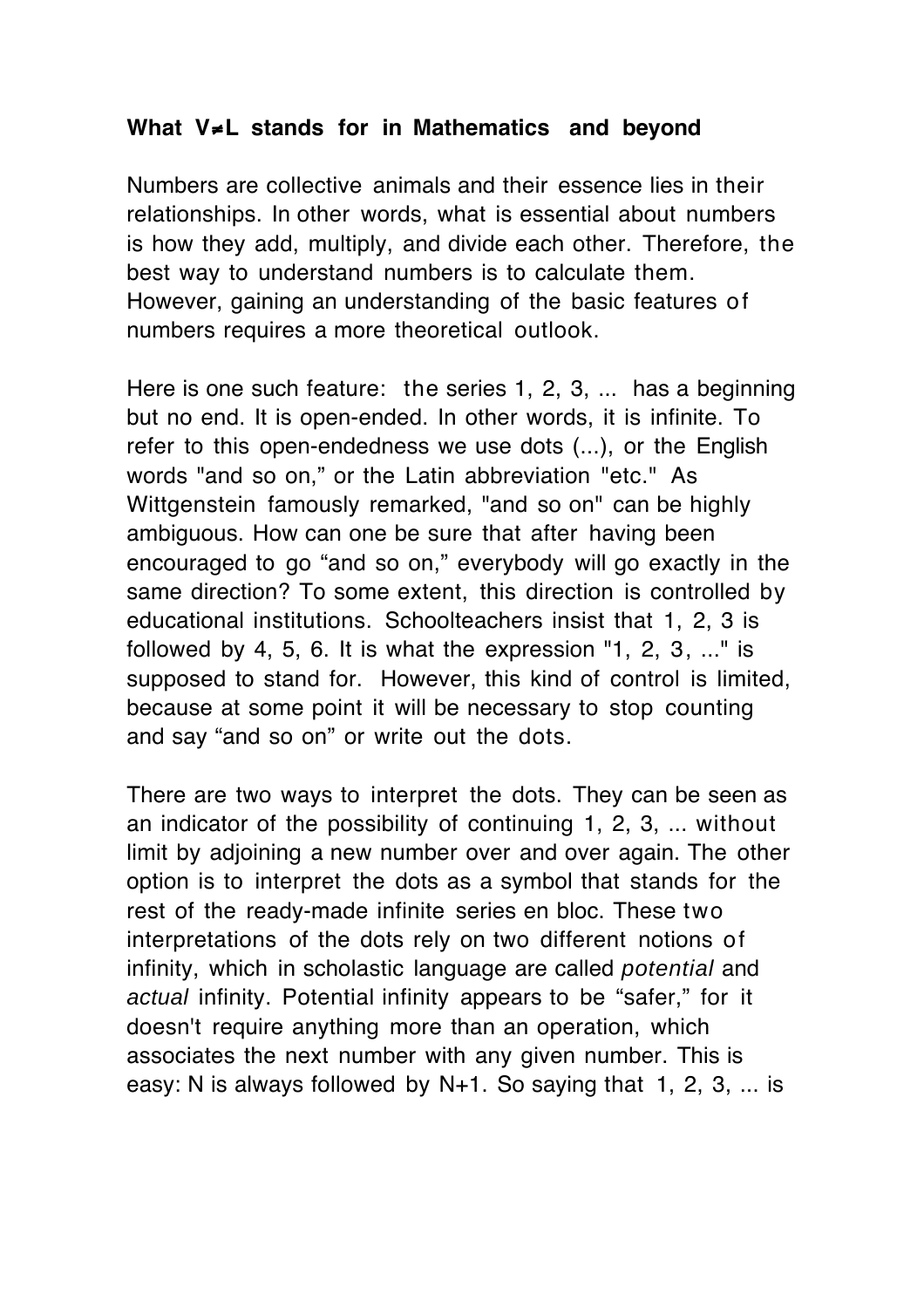# What V≠L stands for in Mathematics and beyond

Numbers are collective animals and their essence lies in their relationships. In other words, what is essential about numbers is how they add, multiply, and divide each other. Therefore, the best way to understand numbers is to calculate them. However, gaining an understanding of the basic features of numbers requires a more theoretical outlook.

Here is one such feature: the series 1, 2, 3, ... has a beginning but no end. It is open-ended. In other words, it is infinite. To refer to this open-endedness we use dots (...), or the English words "and so on," or the Latin abbreviation "etc." As Wittgenstein famously remarked, "and so on" can be highly ambiguous. How can one be sure that after having been encouraged to go "and so on," everybody will go exactly in the same direction? To some extent, this direction is controlled by educational institutions. Schoolteachers insist that 1, 2, 3 is followed by 4, 5, 6. It is what the expression "1, 2, 3, ..." is supposed to stand for. However, this kind of control is limited, because at some point it will be necessary to stop counting and say "and so on" or write out the dots.

There are two ways to interpret the dots. They can be seen as an indicator of the possibility of continuing 1, 2, 3, ... without limit by adjoining a new number over and over again. The other option is to interpret the dots as a symbol that stands for the rest of the ready-made infinite series en bloc. These two interpretations of the dots rely on two different notions of infinity, which in scholastic language are called *potential* and *actual* infinity. Potential infinity appears to be "safer," for it doesn't require anything more than an operation, which associates the next number with any given number. This is easy: $N$ is always followed by $N+1$. So saying that 1, 2, 3, ... is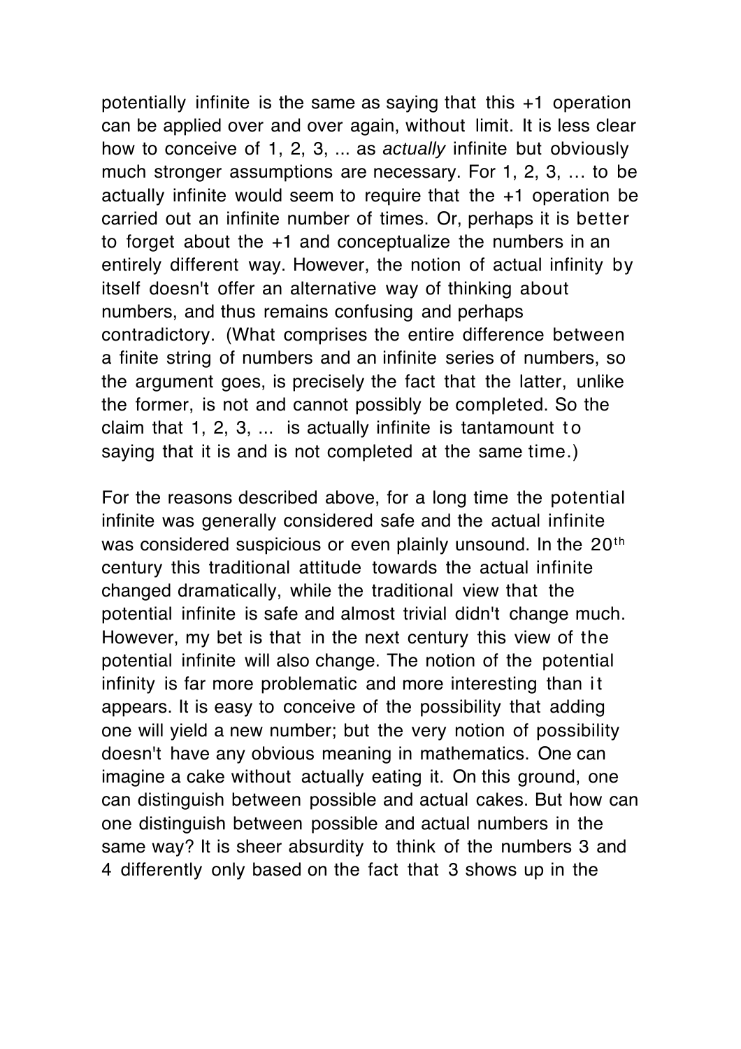potentially infinite is the same as saying that this +1 operation can be applied over and over again, without limit. It is less clear how to conceive of 1, 2, 3, ... as *actually* infinite but obviously much stronger assumptions are necessary. For 1, 2, 3, … to be actually infinite would seem to require that the +1 operation be carried out an infinite number of times. Or, perhaps it is better to forget about the +1 and conceptualize the numbers in an entirely different way. However, the notion of actual infinity by itself doesn't offer an alternative way of thinking about numbers, and thus remains confusing and perhaps contradictory. (What comprises the entire difference between a finite string of numbers and an infinite series of numbers, so the argument goes, is precisely the fact that the latter, unlike the former, is not and cannot possibly be completed. So the claim that 1, 2, 3, ... is actually infinite is tantamount to saying that it is and is not completed at the same time.)

For the reasons described above, for a long time the potential infinite was generally considered safe and the actual infinite was considered suspicious or even plainly unsound. In the 20th century this traditional attitude towards the actual infinite changed dramatically, while the traditional view that the potential infinite is safe and almost trivial didn't change much. However, my bet is that in the next century this view of the potential infinite will also change. The notion of the potential infinity is far more problematic and more interesting than it appears. It is easy to conceive of the possibility that adding one will yield a new number; but the very notion of possibility doesn't have any obvious meaning in mathematics. One can imagine a cake without actually eating it. On this ground, one can distinguish between possible and actual cakes. But how can one distinguish between possible and actual numbers in the same way? It is sheer absurdity to think of the numbers 3 and 4 differently only based on the fact that 3 shows up in the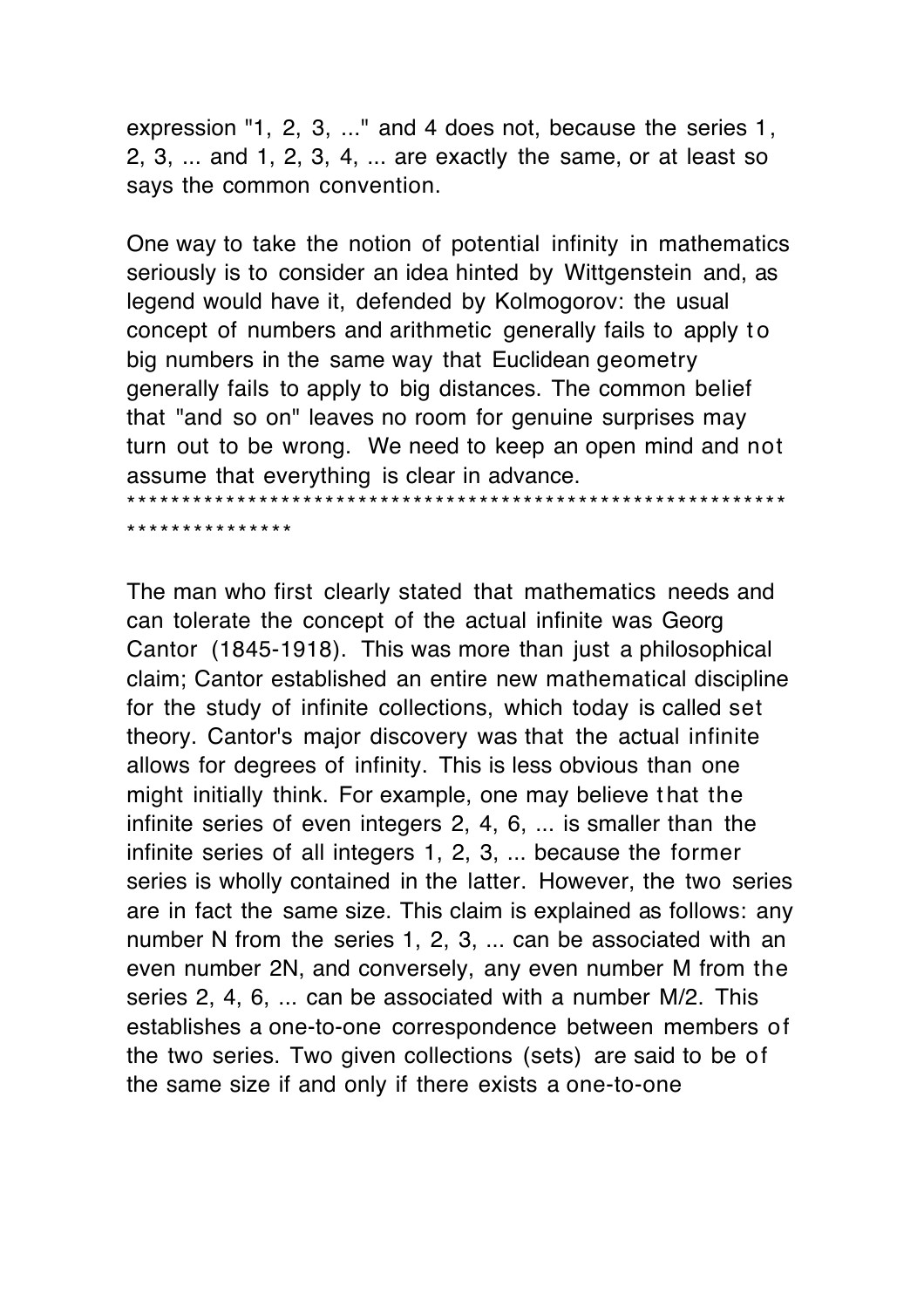expression "1, 2, 3, ..." and 4 does not, because the series 1, 2, 3, ... and 1, 2, 3, 4, ... are exactly the same, or at least so says the common convention.

One way to take the notion of potential infinity in mathematics seriously is to consider an idea hinted by Wittgenstein and, as legend would have it, defended by Kolmogorov: the usual concept of numbers and arithmetic generally fails to apply to big numbers in the same way that Euclidean geometry generally fails to apply to big distances. The common belief that "and so on" leaves no room for genuine surprises may turn out to be wrong. We need to keep an open mind and not assume that everything is clear in advance.

***************************************************************************

The man who first clearly stated that mathematics needs and can tolerate the concept of the actual infinite was Georg Cantor (1845-1918). This was more than just a philosophical claim; Cantor established an entire new mathematical discipline for the study of infinite collections, which today is called set theory. Cantor's major discovery was that the actual infinite allows for degrees of infinity. This is less obvious than one might initially think. For example, one may believe that the infinite series of even integers 2, 4, 6, ... is smaller than the infinite series of all integers 1, 2, 3, ... because the former series is wholly contained in the latter. However, the two series are in fact the same size. This claim is explained as follows: any number N from the series 1, 2, 3, ... can be associated with an even number 2N, and conversely, any even number M from the series 2, 4, 6, ... can be associated with a number M/2. This establishes a one-to-one correspondence between members of the two series. Two given collections (sets) are said to be of the same size if and only if there exists a one-to-one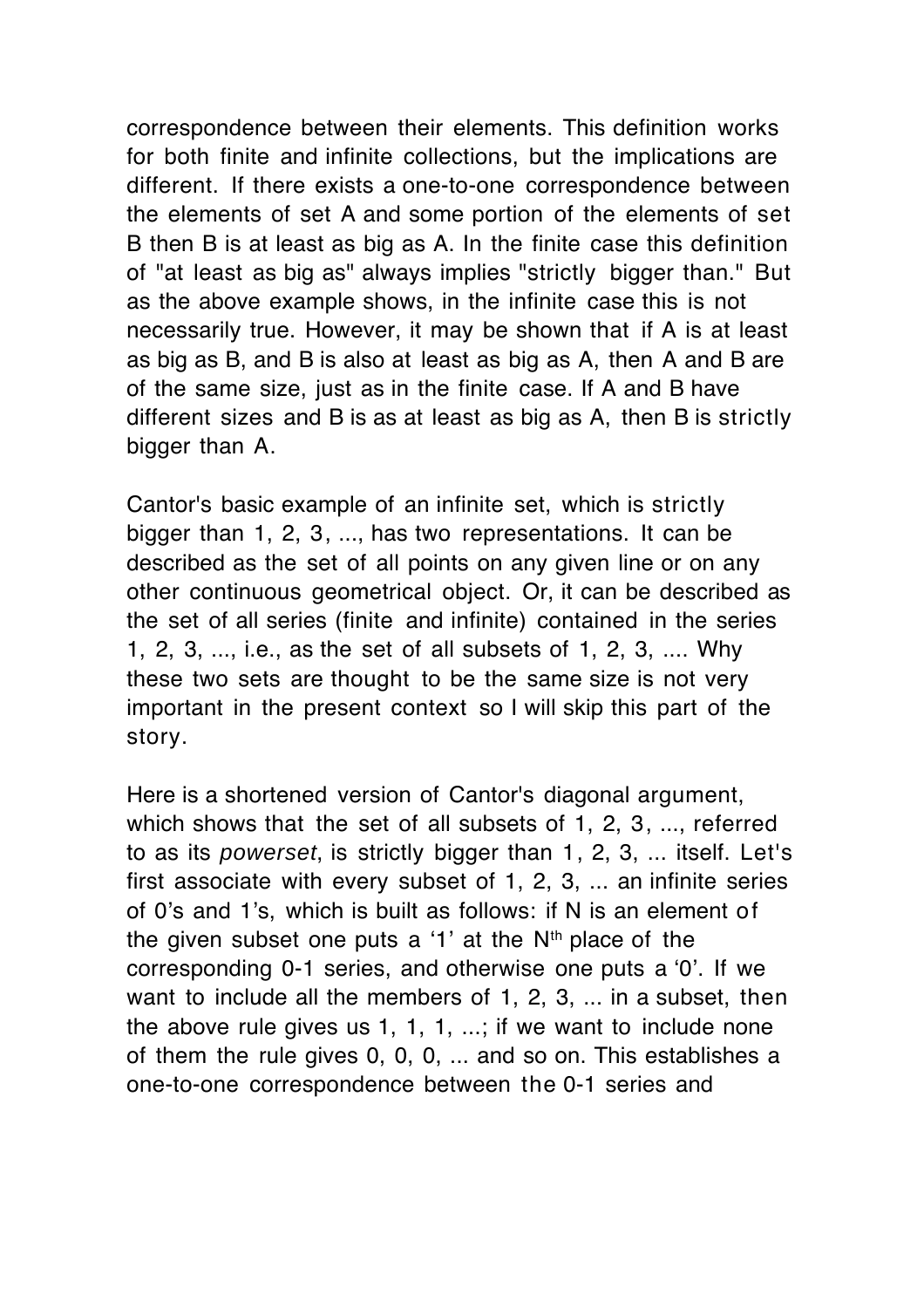correspondence between their elements. This definition works for both finite and infinite collections, but the implications are different. If there exists a one-to-one correspondence between the elements of set A and some portion of the elements of set B then B is at least as big as A. In the finite case this definition of "at least as big as" always implies "strictly bigger than." But as the above example shows, in the infinite case this is not necessarily true. However, it may be shown that if A is at least as big as B, and B is also at least as big as A, then A and B are of the same size, just as in the finite case. If A and B have different sizes and B is as at least as big as A, then B is strictly bigger than A.

Cantor's basic example of an infinite set, which is strictly bigger than 1, 2, 3, ..., has two representations. It can be described as the set of all points on any given line or on any other continuous geometrical object. Or, it can be described as the set of all series (finite and infinite) contained in the series 1, 2, 3, ..., i.e., as the set of all subsets of 1, 2, 3, .... Why these two sets are thought to be the same size is not very important in the present context so I will skip this part of the story.

Here is a shortened version of Cantor's diagonal argument, which shows that the set of all subsets of 1, 2, 3, ..., referred to as its *powerset*, is strictly bigger than 1, 2, 3, ... itself. Let's first associate with every subset of 1, 2, 3, ... an infinite series of 0's and 1's, which is built as follows: if N is an element of the given subset one puts a '1' at the $N^{th}$ place of the corresponding 0-1 series, and otherwise one puts a '0'. If we want to include all the members of 1, 2, 3, ... in a subset, then the above rule gives us 1, 1, 1, ...; if we want to include none of them the rule gives 0, 0, 0, ... and so on. This establishes a one-to-one correspondence between the 0-1 series and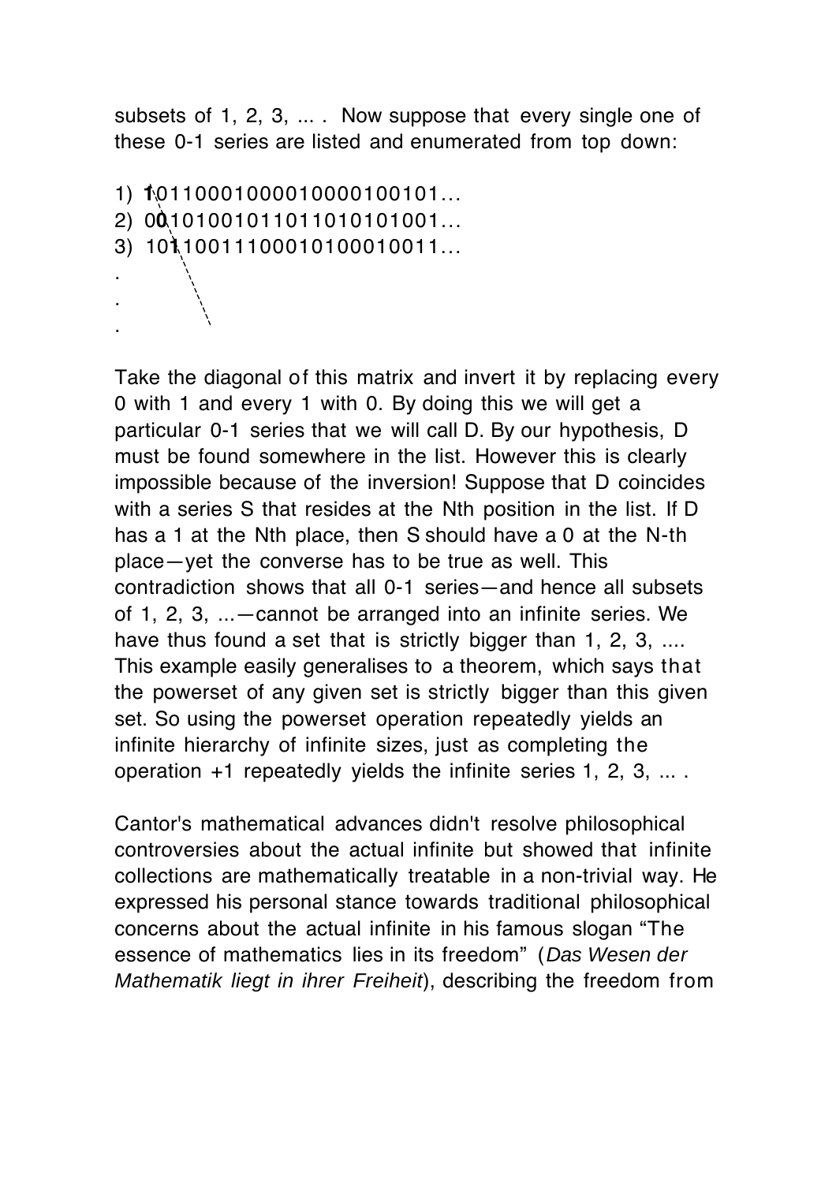subsets of 1, 2, 3, ... . Now suppose that every single one of these 0-1 series are listed and enumerated from top down:

```
1) 1011000100001000010010 1...
2) 0010100101101101010100 1...
3) 1011001110001010001001 1...
.
.
.
```

Take the diagonal of this matrix and invert it by replacing every 0 with 1 and every 1 with 0. By doing this we will get a particular 0-1 series that we will call D. By our hypothesis, D must be found somewhere in the list. However this is clearly impossible because of the inversion! Suppose that D coincides with a series S that resides at the Nth position in the list. If D has a 1 at the Nth place, then S should have a 0 at the N-th place—yet the converse has to be true as well. This contradiction shows that all 0-1 series—and hence all subsets of 1, 2, 3, ...—cannot be arranged into an infinite series. We have thus found a set that is strictly bigger than 1, 2, 3, .... This example easily generalises to a theorem, which says that the powerset of any given set is strictly bigger than this given set. So using the powerset operation repeatedly yields an infinite hierarchy of infinite sizes, just as completing the operation +1 repeatedly yields the infinite series 1, 2, 3, ... .

Cantor's mathematical advances didn't resolve philosophical controversies about the actual infinite but showed that infinite collections are mathematically treatable in a non-trivial way. He expressed his personal stance towards traditional philosophical concerns about the actual infinite in his famous slogan "The essence of mathematics lies in its freedom" (*Das Wesen der Mathematik liegt in ihrer Freiheit*), describing the freedom from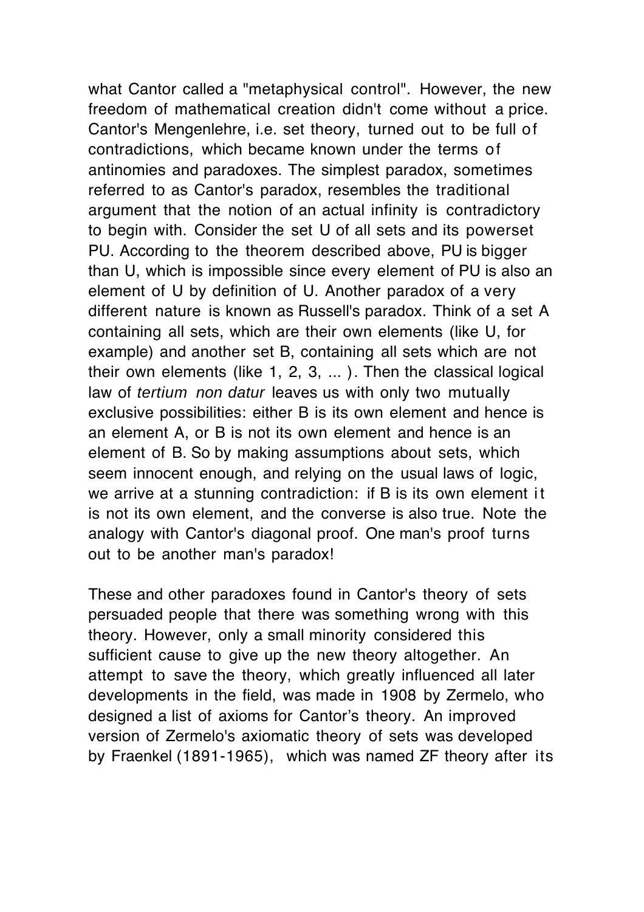what Cantor called a "metaphysical control". However, the new freedom of mathematical creation didn't come without a price. Cantor's Mengenlehre, i.e. set theory, turned out to be full of contradictions, which became known under the terms of antinomies and paradoxes. The simplest paradox, sometimes referred to as Cantor's paradox, resembles the traditional argument that the notion of an actual infinity is contradictory to begin with. Consider the set U of all sets and its powerset PU. According to the theorem described above, PU is bigger than U, which is impossible since every element of PU is also an element of U by definition of U. Another paradox of a very different nature is known as Russell's paradox. Think of a set A containing all sets, which are their own elements (like U, for example) and another set B, containing all sets which are not their own elements (like 1, 2, 3, ... ). Then the classical logical law of *tertium non datur* leaves us with only two mutually exclusive possibilities: either B is its own element and hence is an element A, or B is not its own element and hence is an element of B. So by making assumptions about sets, which seem innocent enough, and relying on the usual laws of logic, we arrive at a stunning contradiction: if B is its own element it is not its own element, and the converse is also true. Note the analogy with Cantor's diagonal proof. One man's proof turns out to be another man's paradox!

These and other paradoxes found in Cantor's theory of sets persuaded people that there was something wrong with this theory. However, only a small minority considered this sufficient cause to give up the new theory altogether. An attempt to save the theory, which greatly influenced all later developments in the field, was made in 1908 by Zermelo, who designed a list of axioms for Cantor's theory. An improved version of Zermelo's axiomatic theory of sets was developed by Fraenkel (1891-1965), which was named ZF theory after its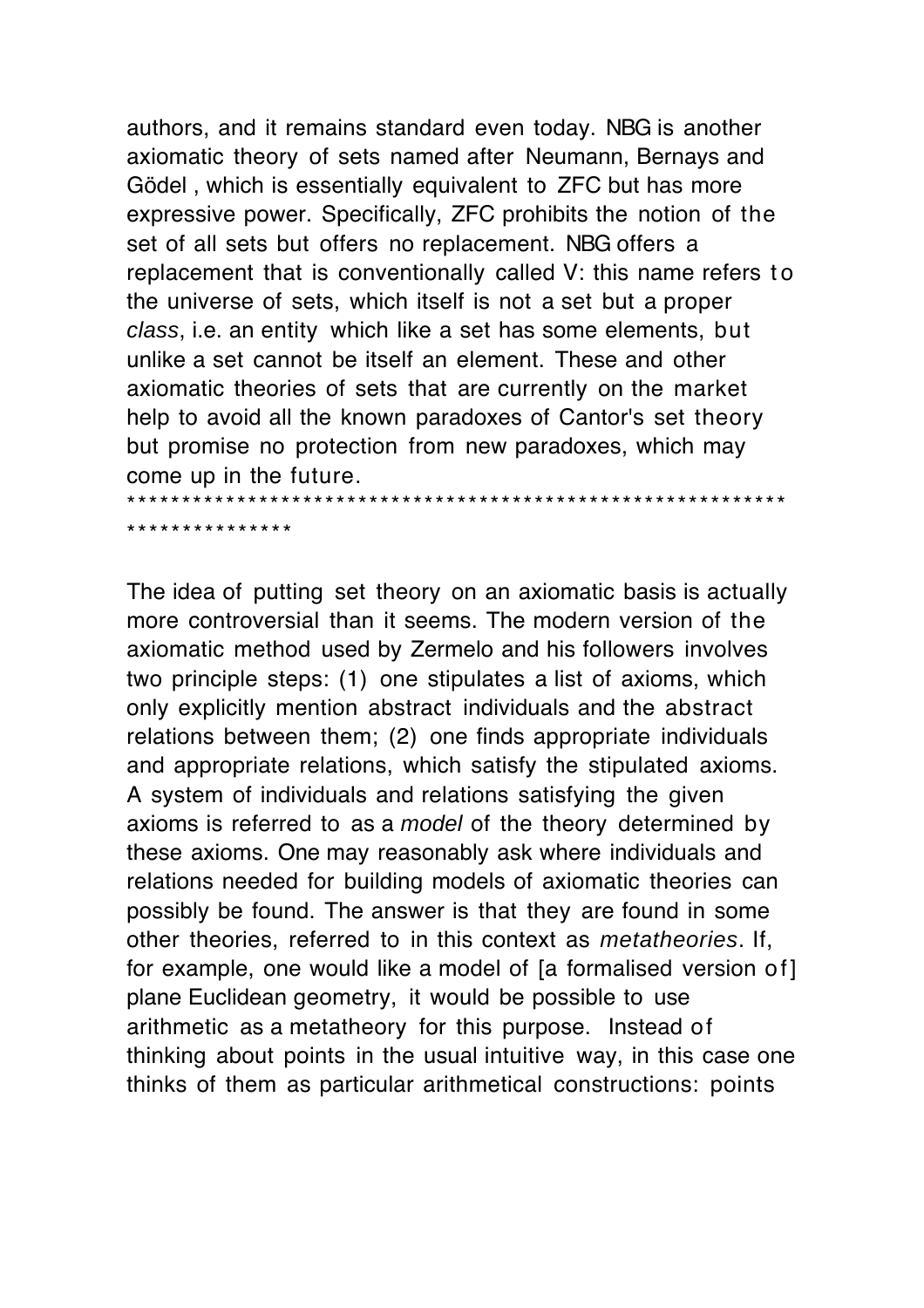authors, and it remains standard even today. NBG is another axiomatic theory of sets named after Neumann, Bernays and Gödel , which is essentially equivalent to ZFC but has more expressive power. Specifically, ZFC prohibits the notion of the set of all sets but offers no replacement. NBG offers a replacement that is conventionally called V: this name refers to the universe of sets, which itself is not a set but a proper *class*, i.e. an entity which like a set has some elements, but unlike a set cannot be itself an element. These and other axiomatic theories of sets that are currently on the market help to avoid all the known paradoxes of Cantor's set theory but promise no protection from new paradoxes, which may come up in the future.

***************************************************************************

The idea of putting set theory on an axiomatic basis is actually more controversial than it seems. The modern version of the axiomatic method used by Zermelo and his followers involves two principle steps: (1) one stipulates a list of axioms, which only explicitly mention abstract individuals and the abstract relations between them; (2) one finds appropriate individuals and appropriate relations, which satisfy the stipulated axioms. A system of individuals and relations satisfying the given axioms is referred to as a *model* of the theory determined by these axioms. One may reasonably ask where individuals and relations needed for building models of axiomatic theories can possibly be found. The answer is that they are found in some other theories, referred to in this context as *metatheories*. If, for example, one would like a model of [a formalised version of] plane Euclidean geometry, it would be possible to use arithmetic as a metatheory for this purpose. Instead of thinking about points in the usual intuitive way, in this case one thinks of them as particular arithmetical constructions: points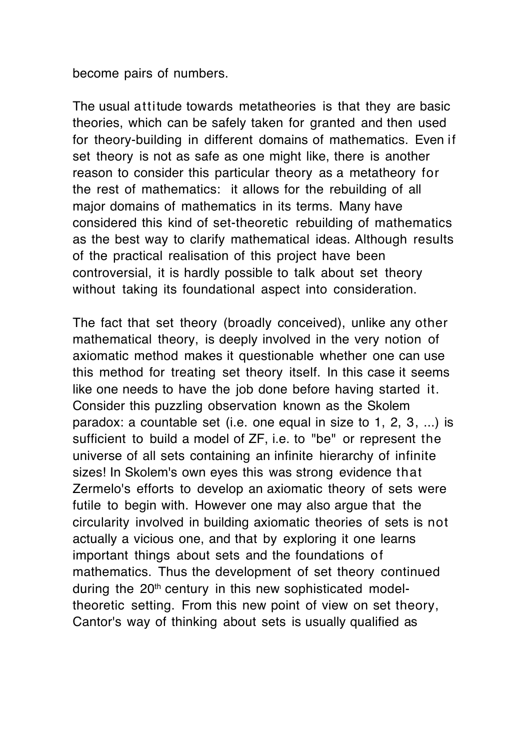become pairs of numbers.

The usual attitude towards metatheories is that they are basic theories, which can be safely taken for granted and then used for theory-building in different domains of mathematics. Even if set theory is not as safe as one might like, there is another reason to consider this particular theory as a metatheory for the rest of mathematics: it allows for the rebuilding of all major domains of mathematics in its terms. Many have considered this kind of set-theoretic rebuilding of mathematics as the best way to clarify mathematical ideas. Although results of the practical realisation of this project have been controversial, it is hardly possible to talk about set theory without taking its foundational aspect into consideration.

The fact that set theory (broadly conceived), unlike any other mathematical theory, is deeply involved in the very notion of axiomatic method makes it questionable whether one can use this method for treating set theory itself. In this case it seems like one needs to have the job done before having started it. Consider this puzzling observation known as the Skolem paradox: a countable set (i.e. one equal in size to 1, 2, 3, ...) is sufficient to build a model of ZF, i.e. to "be" or represent the universe of all sets containing an infinite hierarchy of infinite sizes! In Skolem's own eyes this was strong evidence that Zermelo's efforts to develop an axiomatic theory of sets were futile to begin with. However one may also argue that the circularity involved in building axiomatic theories of sets is not actually a vicious one, and that by exploring it one learns important things about sets and the foundations of mathematics. Thus the development of set theory continued during the 20th century in this new sophisticated model-theoretic setting. From this new point of view on set theory, Cantor's way of thinking about sets is usually qualified as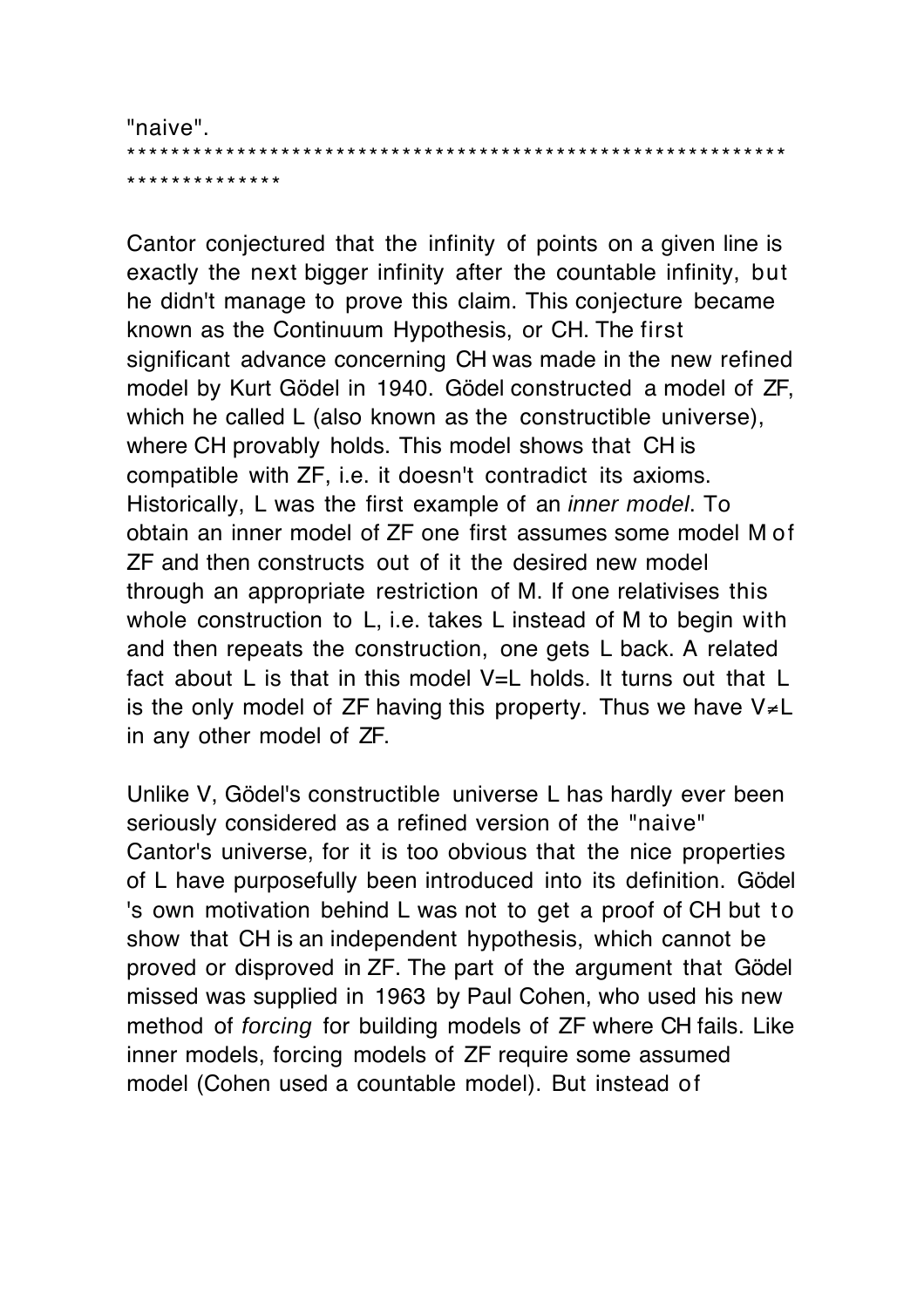"naive".
*************************************************************
**************

Cantor conjectured that the infinity of points on a given line is exactly the next bigger infinity after the countable infinity, but he didn't manage to prove this claim. This conjecture became known as the Continuum Hypothesis, or CH. The first significant advance concerning CH was made in the new refined model by Kurt Gödel in 1940. Gödel constructed a model of ZF, which he called L (also known as the constructible universe), where CH provably holds. This model shows that CH is compatible with ZF, i.e. it doesn't contradict its axioms. Historically, L was the first example of an *inner model*. To obtain an inner model of ZF one first assumes some model M of ZF and then constructs out of it the desired new model through an appropriate restriction of M. If one relativises this whole construction to L, i.e. takes L instead of M to begin with and then repeats the construction, one gets L back. A related fact about L is that in this model V=L holds. It turns out that L is the only model of ZF having this property. Thus we have V≠L in any other model of ZF.

Unlike V, Gödel's constructible universe L has hardly ever been seriously considered as a refined version of the "naive" Cantor's universe, for it is too obvious that the nice properties of L have purposefully been introduced into its definition. Gödel's own motivation behind L was not to get a proof of CH but to show that CH is an independent hypothesis, which cannot be proved or disproved in ZF. The part of the argument that Gödel missed was supplied in 1963 by Paul Cohen, who used his new method of *forcing* for building models of ZF where CH fails. Like inner models, forcing models of ZF require some assumed model (Cohen used a countable model). But instead of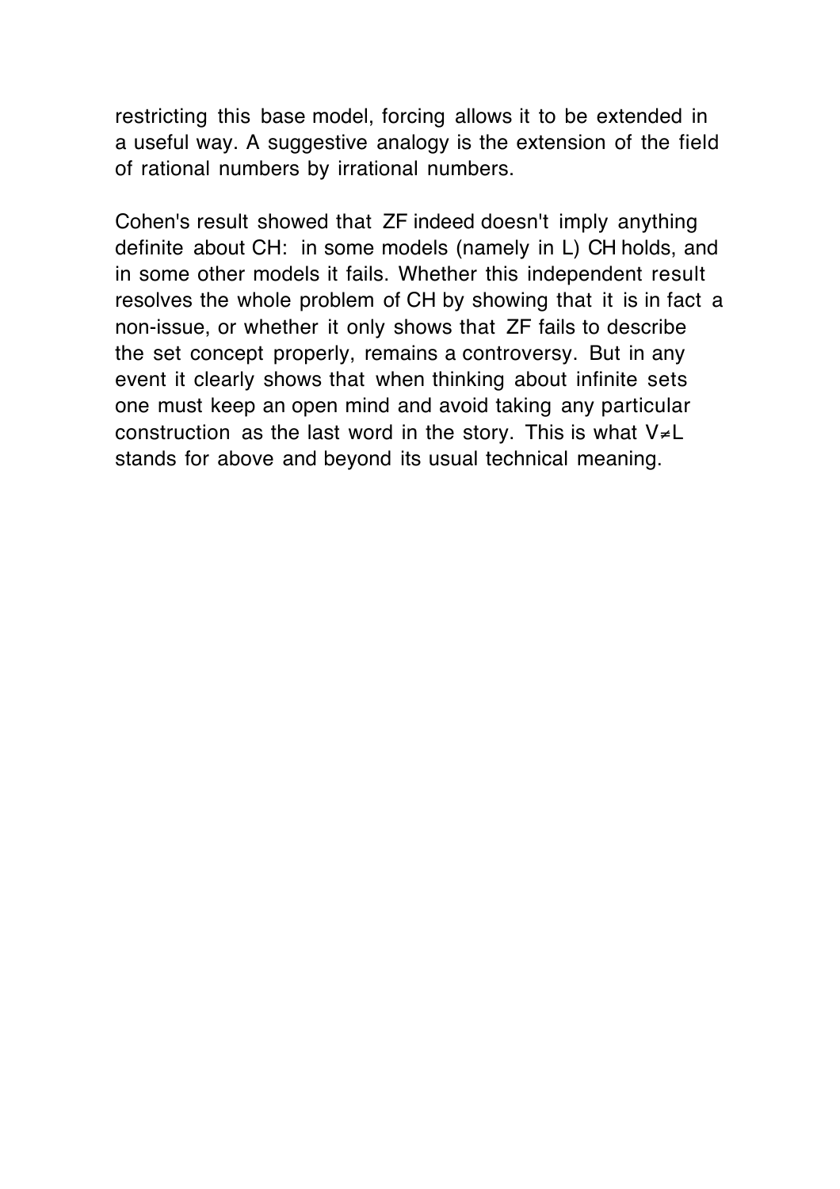restricting this base model, forcing allows it to be extended in a useful way. A suggestive analogy is the extension of the field of rational numbers by irrational numbers.

Cohen's result showed that ZF indeed doesn't imply anything definite about CH: in some models (namely in L) CH holds, and in some other models it fails. Whether this independent result resolves the whole problem of CH by showing that it is in fact a non-issue, or whether it only shows that ZF fails to describe the set concept properly, remains a controversy. But in any event it clearly shows that when thinking about infinite sets one must keep an open mind and avoid taking any particular construction as the last word in the story. This is what $V \neq L$ stands for above and beyond its usual technical meaning.